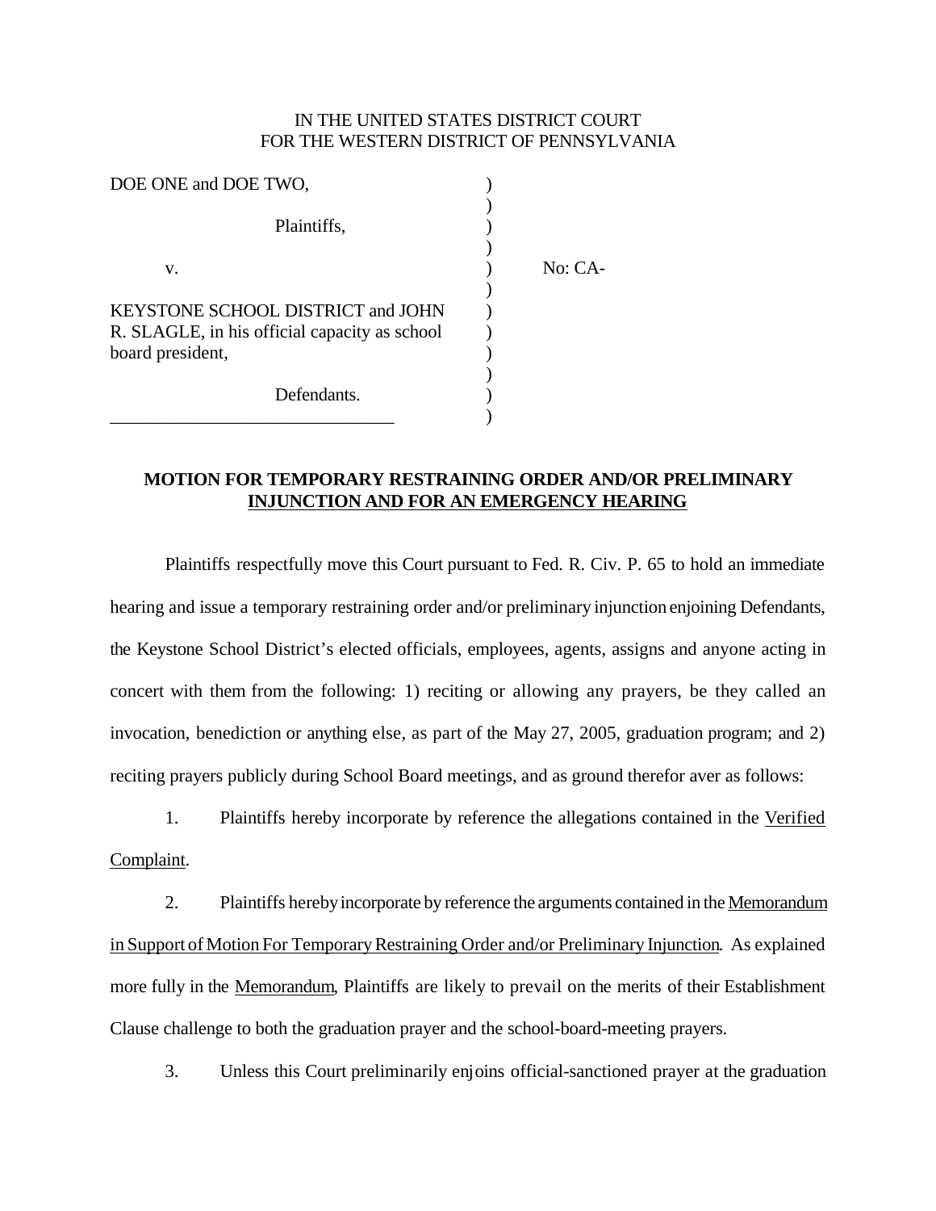IN THE UNITED STATES DISTRICT COURT
FOR THE WESTERN DISTRICT OF PENNSYLVANIA

DOE ONE and DOE TWO,

Plaintiffs,

v. No: CA-

KEYSTONE SCHOOL DISTRICT and JOHN R. SLAGLE, in his official capacity as school board president,

Defendants.

**MOTION FOR TEMPORARY RESTRAINING ORDER AND/OR PRELIMINARY INJUNCTION AND FOR AN EMERGENCY HEARING**

Plaintiffs respectfully move this Court pursuant to Fed. R. Civ. P. 65 to hold an immediate hearing and issue a temporary restraining order and/or preliminary injunction enjoining Defendants, the Keystone School District's elected officials, employees, agents, assigns and anyone acting in concert with them from the following: 1) reciting or allowing any prayers, be they called an invocation, benediction or anything else, as part of the May 27, 2005, graduation program; and 2) reciting prayers publicly during School Board meetings, and as ground therefor aver as follows:

1. Plaintiffs hereby incorporate by reference the allegations contained in the Verified Complaint.

2. Plaintiffs hereby incorporate by reference the arguments contained in the Memorandum in Support of Motion For Temporary Restraining Order and/or Preliminary Injunction. As explained more fully in the Memorandum, Plaintiffs are likely to prevail on the merits of their Establishment Clause challenge to both the graduation prayer and the school-board-meeting prayers.

3. Unless this Court preliminarily enjoins official-sanctioned prayer at the graduation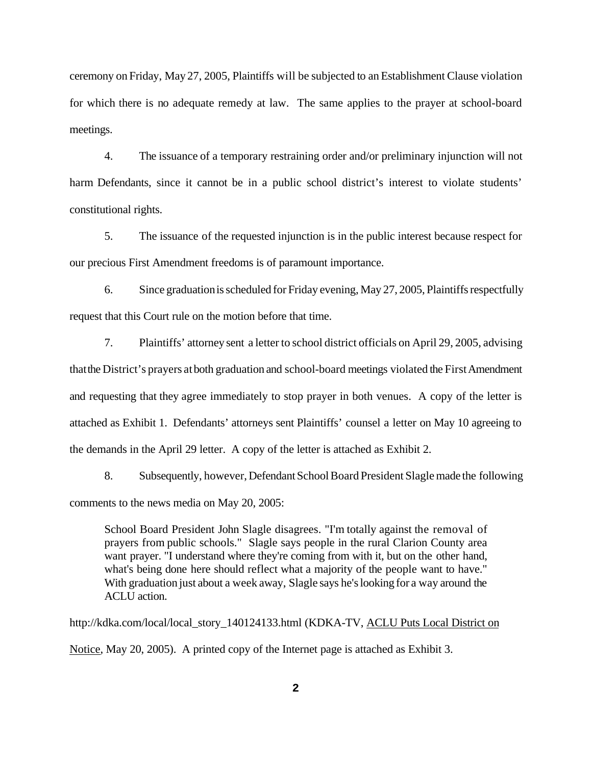ceremony on Friday, May 27, 2005, Plaintiffs will be subjected to an Establishment Clause violation for which there is no adequate remedy at law. The same applies to the prayer at school-board meetings.

4. The issuance of a temporary restraining order and/or preliminary injunction will not harm Defendants, since it cannot be in a public school district's interest to violate students' constitutional rights.

5. The issuance of the requested injunction is in the public interest because respect for our precious First Amendment freedoms is of paramount importance.

6. Since graduation is scheduled for Friday evening, May 27, 2005, Plaintiffs respectfully request that this Court rule on the motion before that time.

7. Plaintiffs' attorney sent a letter to school district officials on April 29, 2005, advising that the District's prayers at both graduation and school-board meetings violated the First Amendment and requesting that they agree immediately to stop prayer in both venues. A copy of the letter is attached as Exhibit 1. Defendants' attorneys sent Plaintiffs' counsel a letter on May 10 agreeing to the demands in the April 29 letter. A copy of the letter is attached as Exhibit 2.

8. Subsequently, however, Defendant School Board President Slagle made the following comments to the news media on May 20, 2005:

> School Board President John Slagle disagrees. "I'm totally against the removal of prayers from public schools." Slagle says people in the rural Clarion County area want prayer. "I understand where they're coming from with it, but on the other hand, what's being done here should reflect what a majority of the people want to have." With graduation just about a week away, Slagle says he's looking for a way around the ACLU action.

http://kdka.com/local/local_story_140124133.html (KDKA-TV, ACLU Puts Local District on Notice, May 20, 2005). A printed copy of the Internet page is attached as Exhibit 3.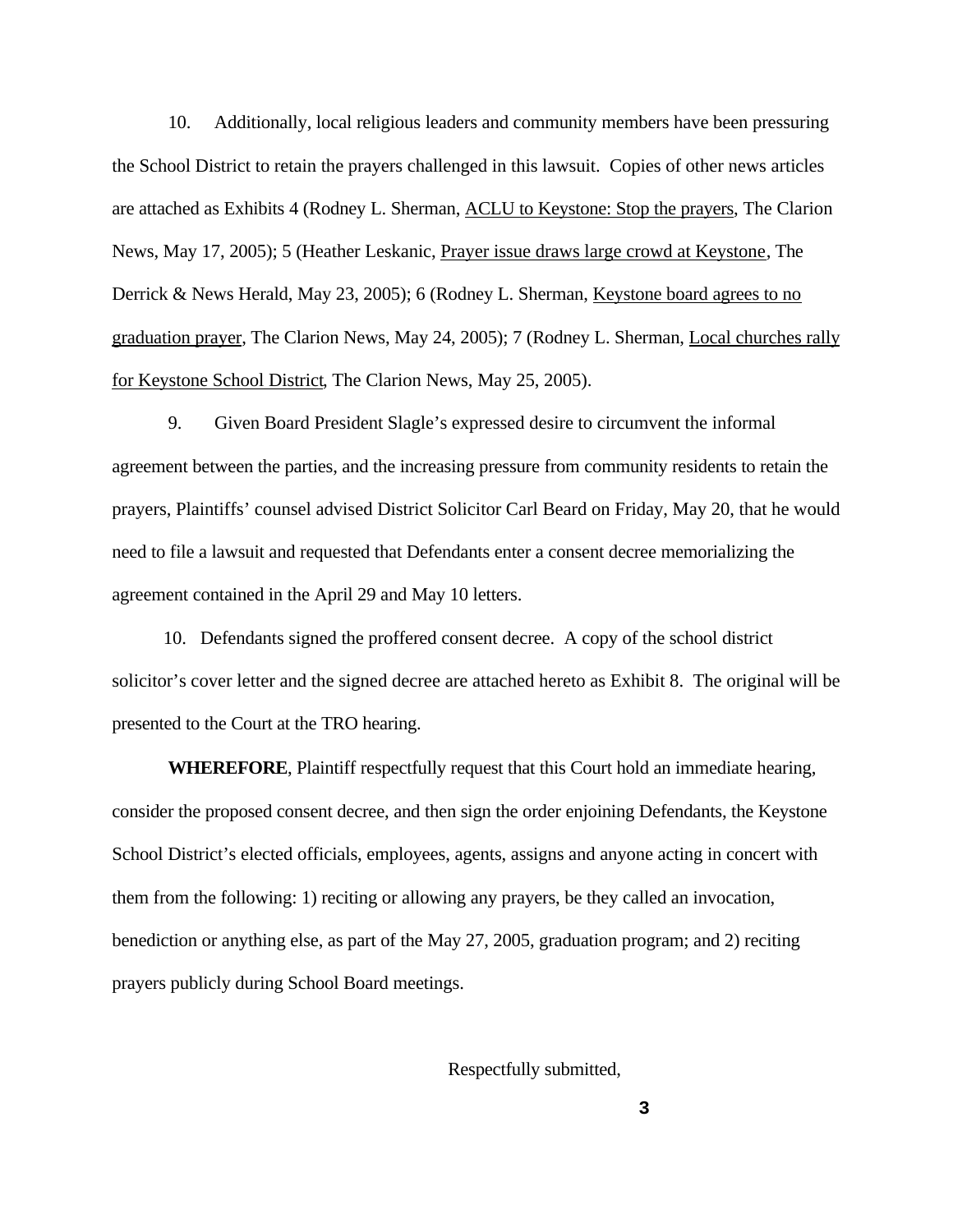10. Additionally, local religious leaders and community members have been pressuring the School District to retain the prayers challenged in this lawsuit. Copies of other news articles are attached as Exhibits 4 (Rodney L. Sherman, ACLU to Keystone: Stop the prayers, The Clarion News, May 17, 2005); 5 (Heather Leskanic, Prayer issue draws large crowd at Keystone, The Derrick & News Herald, May 23, 2005); 6 (Rodney L. Sherman, Keystone board agrees to no graduation prayer, The Clarion News, May 24, 2005); 7 (Rodney L. Sherman, Local churches rally for Keystone School District, The Clarion News, May 25, 2005).

9. Given Board President Slagle's expressed desire to circumvent the informal agreement between the parties, and the increasing pressure from community residents to retain the prayers, Plaintiffs' counsel advised District Solicitor Carl Beard on Friday, May 20, that he would need to file a lawsuit and requested that Defendants enter a consent decree memorializing the agreement contained in the April 29 and May 10 letters.

10. Defendants signed the proffered consent decree. A copy of the school district solicitor's cover letter and the signed decree are attached hereto as Exhibit 8. The original will be presented to the Court at the TRO hearing.

**WHEREFORE**, Plaintiff respectfully request that this Court hold an immediate hearing, consider the proposed consent decree, and then sign the order enjoining Defendants, the Keystone School District's elected officials, employees, agents, assigns and anyone acting in concert with them from the following: 1) reciting or allowing any prayers, be they called an invocation, benediction or anything else, as part of the May 27, 2005, graduation program; and 2) reciting prayers publicly during School Board meetings.

Respectfully submitted,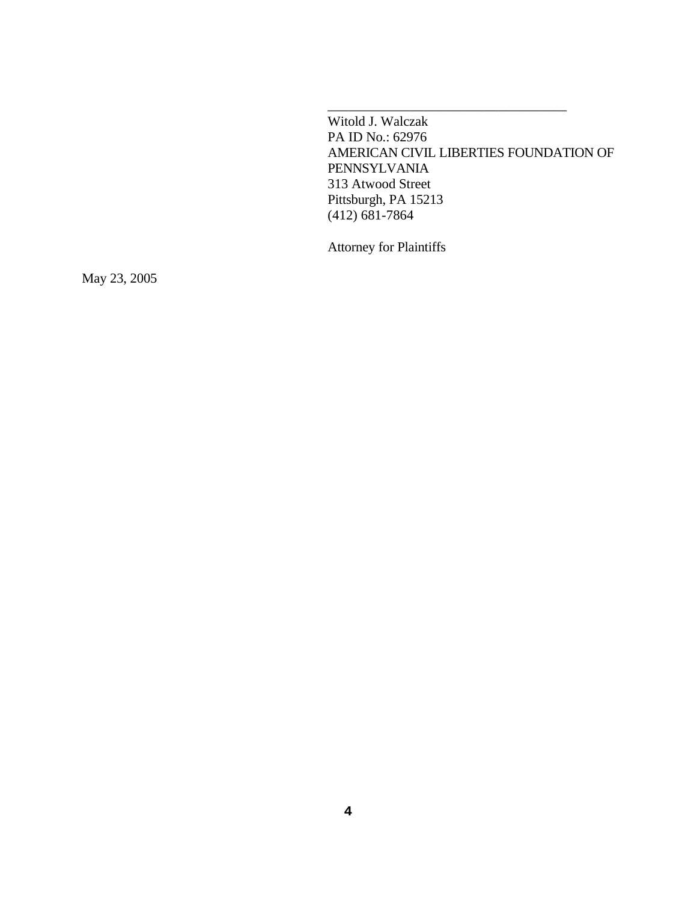\_\_\_\_\_\_\_\_\_\_\_\_\_\_\_\_\_\_\_\_\_\_\_\_\_\_\_\_\_\_\_\_\_\_\_\_

Witold J. Walczak  
PA ID No.: 62976  
AMERICAN CIVIL LIBERTIES FOUNDATION OF PENNSYLVANIA  
313 Atwood Street  
Pittsburgh, PA 15213  
(412) 681-7864

Attorney for Plaintiffs

May 23, 2005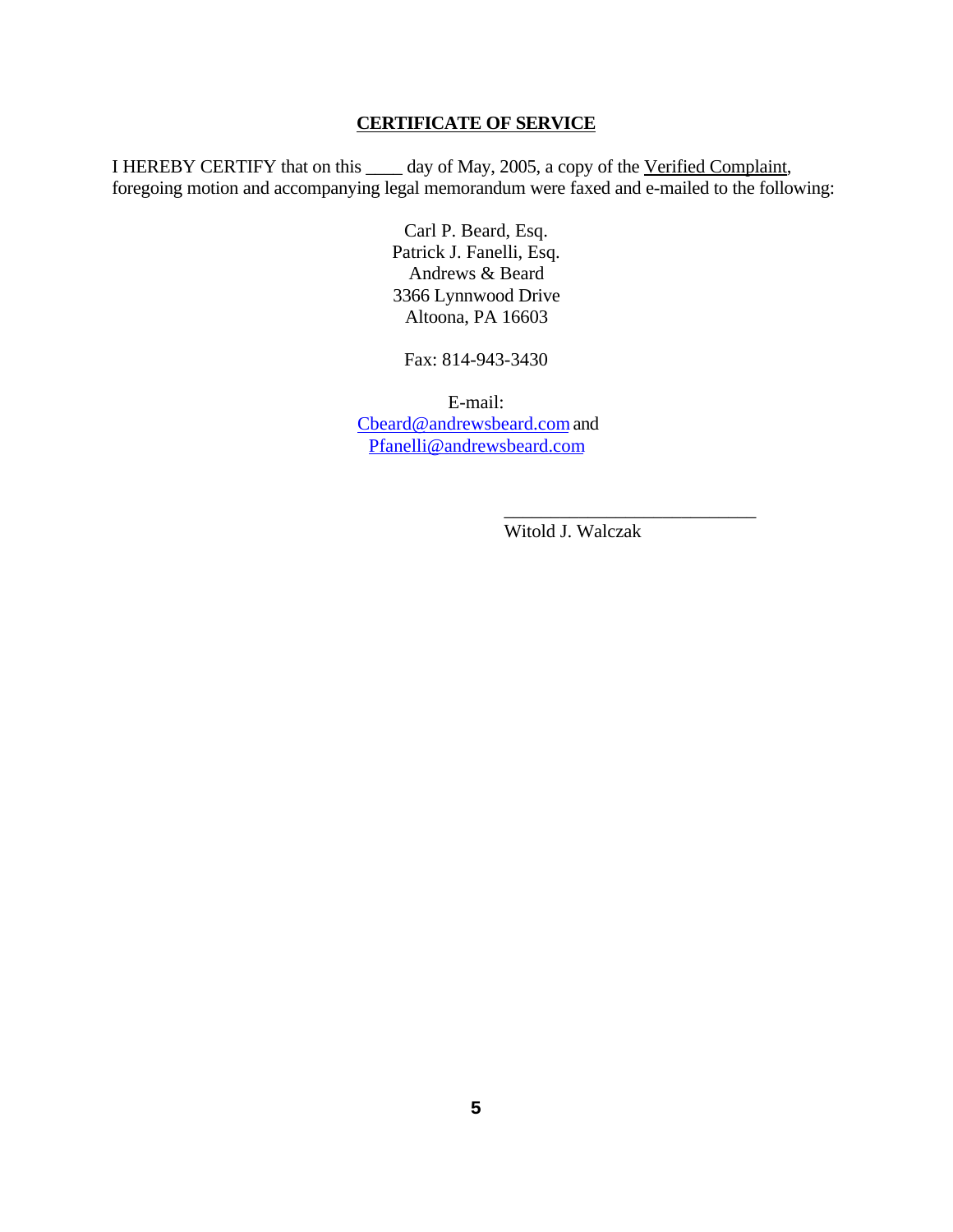## CERTIFICATE OF SERVICE

I HEREBY CERTIFY that on this ____ day of May, 2005, a copy of the Verified Complaint, foregoing motion and accompanying legal memorandum were faxed and e-mailed to the following:

Carl P. Beard, Esq.
Patrick J. Fanelli, Esq.
Andrews & Beard
3366 Lynnwood Drive
Altoona, PA 16603

Fax: 814-943-3430

E-mail:
Cbeard@andrewsbeard.com and
Pfanelli@andrewsbeard.com

____________________________
Witold J. Walczak